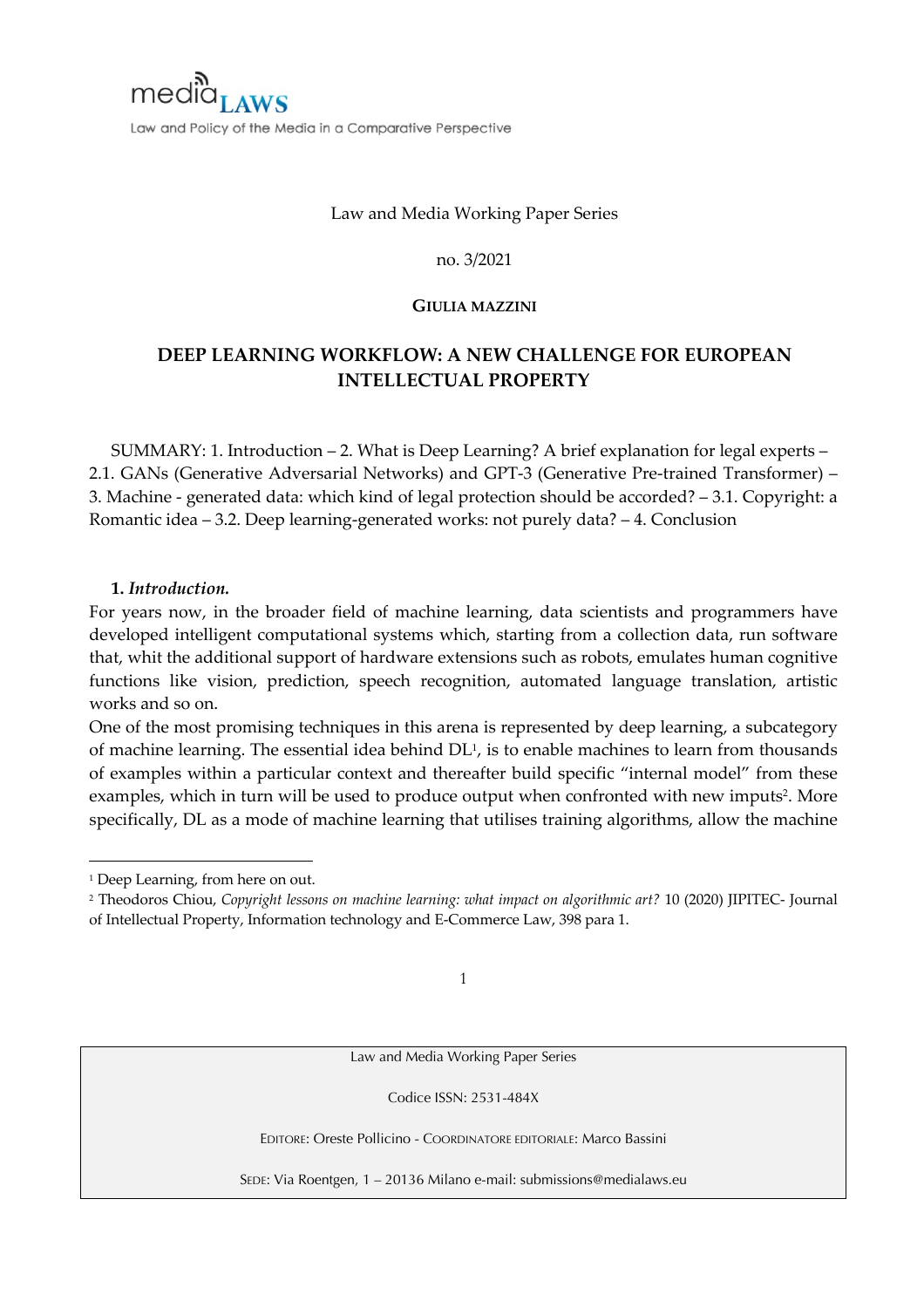Law and Media Working Paper Series

no. 3/2021

**GIULIA MAZZINI**

# DEEP LEARNING WORKFLOW: A NEW CHALLENGE FOR EUROPEAN INTELLECTUAL PROPERTY

SUMMARY: 1. Introduction – 2. What is Deep Learning? A brief explanation for legal experts – 2.1. GANs (Generative Adversarial Networks) and GPT-3 (Generative Pre-trained Transformer) – 3. Machine - generated data: which kind of legal protection should be accorded? – 3.1. Copyright: a Romantic idea – 3.2. Deep learning-generated works: not purely data? – 4. Conclusion

## 1. *Introduction.*

For years now, in the broader field of machine learning, data scientists and programmers have developed intelligent computational systems which, starting from a collection data, run software that, whit the additional support of hardware extensions such as robots, emulates human cognitive functions like vision, prediction, speech recognition, automated language translation, artistic works and so on.

One of the most promising techniques in this arena is represented by deep learning, a subcategory of machine learning. The essential idea behind DL[1], is to enable machines to learn from thousands of examples within a particular context and thereafter build specific "internal model" from these examples, which in turn will be used to produce output when confronted with new imputs[2]. More specifically, DL as a mode of machine learning that utilises training algorithms, allow the machine

---

[1] Deep Learning, from here on out.

[2] Theodoros Chiou, *Copyright lessons on machine learning: what impact on algorithmic art?* 10 (2020) JIPITEC- Journal of Intellectual Property, Information technology and E-Commerce Law, 398 para 1.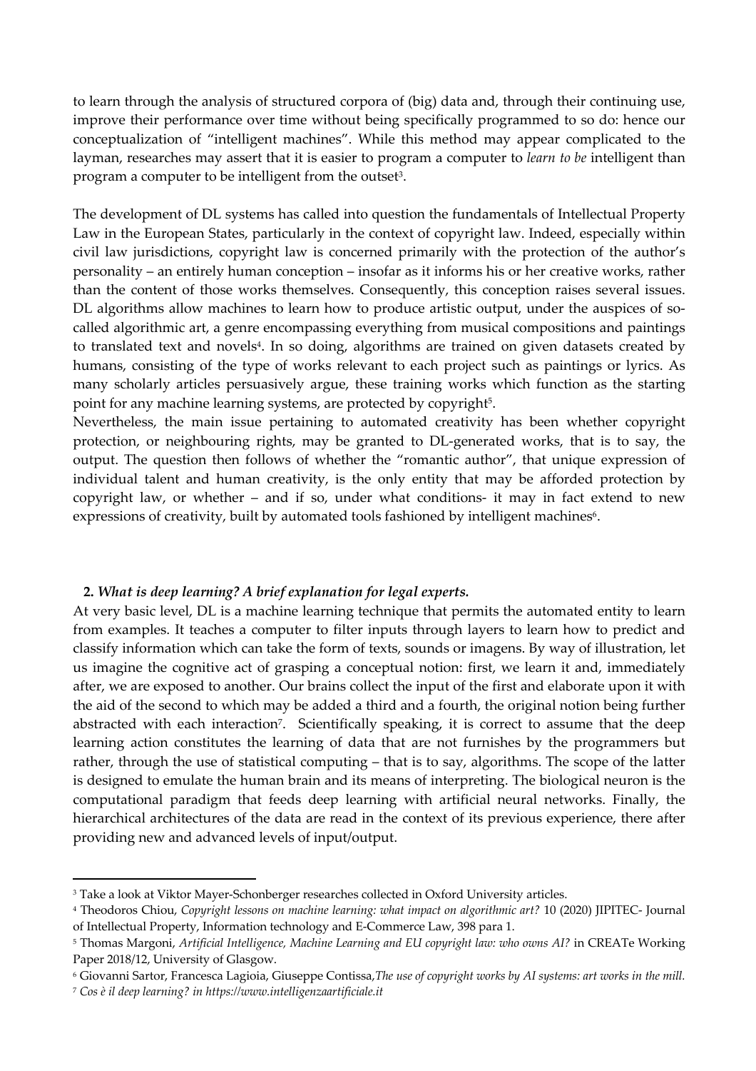to learn through the analysis of structured corpora of (big) data and, through their continuing use, improve their performance over time without being specifically programmed to so do: hence our conceptualization of "intelligent machines". While this method may appear complicated to the layman, researches may assert that it is easier to program a computer to *learn to be* intelligent than program a computer to be intelligent from the outset[3].

The development of DL systems has called into question the fundamentals of Intellectual Property Law in the European States, particularly in the context of copyright law. Indeed, especially within civil law jurisdictions, copyright law is concerned primarily with the protection of the author's personality – an entirely human conception – insofar as it informs his or her creative works, rather than the content of those works themselves. Consequently, this conception raises several issues. DL algorithms allow machines to learn how to produce artistic output, under the auspices of so-called algorithmic art, a genre encompassing everything from musical compositions and paintings to translated text and novels[4]. In so doing, algorithms are trained on given datasets created by humans, consisting of the type of works relevant to each project such as paintings or lyrics. As many scholarly articles persuasively argue, these training works which function as the starting point for any machine learning systems, are protected by copyright[5].

Nevertheless, the main issue pertaining to automated creativity has been whether copyright protection, or neighbouring rights, may be granted to DL-generated works, that is to say, the output. The question then follows of whether the "romantic author", that unique expression of individual talent and human creativity, is the only entity that may be afforded protection by copyright law, or whether – and if so, under what conditions- it may in fact extend to new expressions of creativity, built by automated tools fashioned by intelligent machines[6].

## 2. *What is deep learning? A brief explanation for legal experts.*

At very basic level, DL is a machine learning technique that permits the automated entity to learn from examples. It teaches a computer to filter inputs through layers to learn how to predict and classify information which can take the form of texts, sounds or imagens. By way of illustration, let us imagine the cognitive act of grasping a conceptual notion: first, we learn it and, immediately after, we are exposed to another. Our brains collect the input of the first and elaborate upon it with the aid of the second to which may be added a third and a fourth, the original notion being further abstracted with each interaction[7]. Scientifically speaking, it is correct to assume that the deep learning action constitutes the learning of data that are not furnishes by the programmers but rather, through the use of statistical computing – that is to say, algorithms. The scope of the latter is designed to emulate the human brain and its means of interpreting. The biological neuron is the computational paradigm that feeds deep learning with artificial neural networks. Finally, the hierarchical architectures of the data are read in the context of its previous experience, there after providing new and advanced levels of input/output.

---

[3] Take a look at Viktor Mayer-Schonberger researches collected in Oxford University articles.

[4] Theodoros Chiou, *Copyright lessons on machine learning: what impact on algorithmic art?* 10 (2020) JIPITEC- Journal of Intellectual Property, Information technology and E-Commerce Law, 398 para 1.

[5] Thomas Margoni, *Artificial Intelligence, Machine Learning and EU copyright law: who owns AI?* in CREATe Working Paper 2018/12, University of Glasgow.

[6] Giovanni Sartor, Francesca Lagioia, Giuseppe Contissa, *The use of copyright works by AI systems: art works in the mill.*

[7] *Cos è il deep learning? in https://www.intelligenzaartificiale.it*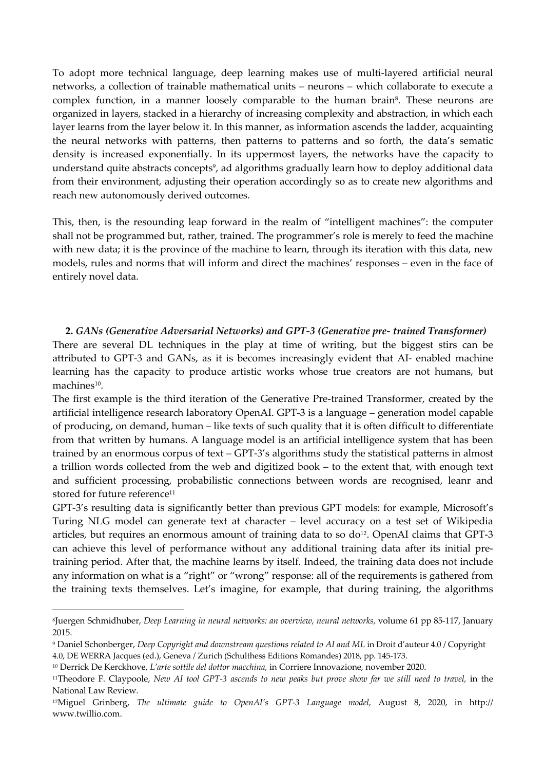To adopt more technical language, deep learning makes use of multi-layered artificial neural networks, a collection of trainable mathematical units – neurons – which collaborate to execute a complex function, in a manner loosely comparable to the human brain[8]. These neurons are organized in layers, stacked in a hierarchy of increasing complexity and abstraction, in which each layer learns from the layer below it. In this manner, as information ascends the ladder, acquainting the neural networks with patterns, then patterns to patterns and so forth, the data's sematic density is increased exponentially. In its uppermost layers, the networks have the capacity to understand quite abstracts concepts[9], ad algorithms gradually learn how to deploy additional data from their environment, adjusting their operation accordingly so as to create new algorithms and reach new autonomously derived outcomes.

This, then, is the resounding leap forward in the realm of "intelligent machines": the computer shall not be programmed but, rather, trained. The programmer's role is merely to feed the machine with new data; it is the province of the machine to learn, through its iteration with this data, new models, rules and norms that will inform and direct the machines' responses – even in the face of entirely novel data.

## 2. *GANs (Generative Adversarial Networks) and GPT-3 (Generative pre- trained Transformer)*

There are several DL techniques in the play at time of writing, but the biggest stirs can be attributed to GPT-3 and GANs, as it is becomes increasingly evident that AI- enabled machine learning has the capacity to produce artistic works whose true creators are not humans, but machines[10].

The first example is the third iteration of the Generative Pre-trained Transformer, created by the artificial intelligence research laboratory OpenAI. GPT-3 is a language – generation model capable of producing, on demand, human – like texts of such quality that it is often difficult to differentiate from that written by humans. A language model is an artificial intelligence system that has been trained by an enormous corpus of text – GPT-3's algorithms study the statistical patterns in almost a trillion words collected from the web and digitized book – to the extent that, with enough text and sufficient processing, probabilistic connections between words are recognised, leanr and stored for future reference[11]

GPT-3's resulting data is significantly better than previous GPT models: for example, Microsoft's Turing NLG model can generate text at character – level accuracy on a test set of Wikipedia articles, but requires an enormous amount of training data to so do[12]. OpenAI claims that GPT-3 can achieve this level of performance without any additional training data after its initial pre-training period. After that, the machine learns by itself. Indeed, the training data does not include any information on what is a "right" or "wrong" response: all of the requirements is gathered from the training texts themselves. Let's imagine, for example, that during training, the algorithms

---

[8] Juergen Schmidhuber, *Deep Learning in neural networks: an overview, neural networks,* volume 61 pp 85-117, January 2015.

[9] Daniel Schonberger, *Deep Copyright and downstream questions related to AI and ML* in Droit d'auteur 4.0 / Copyright 4.0, DE WERRA Jacques (ed.), Geneva / Zurich (Schulthess Editions Romandes) 2018, pp. 145-173.

[10] Derrick De Kerckhove, *L'arte sottile del dottor macchina,* in Corriere Innovazione, november 2020.

[11] Theodore F. Claypoole, *New AI tool GPT-3 ascends to new peaks but prove show far we still need to travel,* in the National Law Review.

[12] Miguel Grinberg, *The ultimate guide to OpenAI's GPT-3 Language model,* August 8, 2020, in http:// www.twillio.com.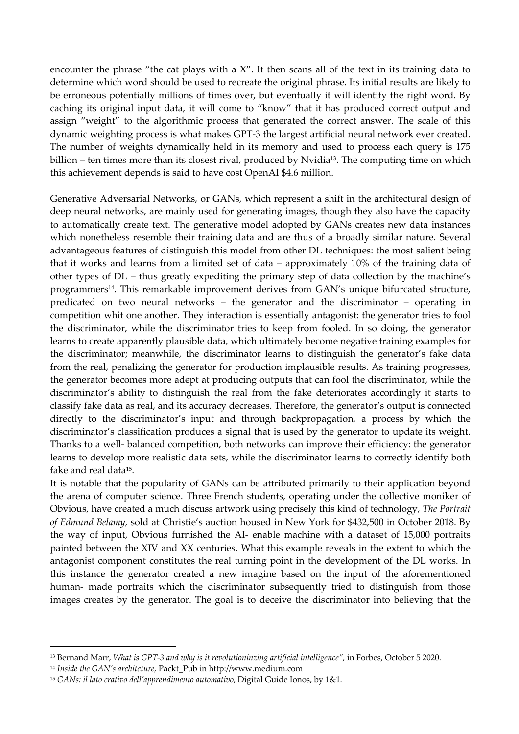encounter the phrase "the cat plays with a X". It then scans all of the text in its training data to determine which word should be used to recreate the original phrase. Its initial results are likely to be erroneous potentially millions of times over, but eventually it will identify the right word. By caching its original input data, it will come to "know" that it has produced correct output and assign "weight" to the algorithmic process that generated the correct answer. The scale of this dynamic weighting process is what makes GPT-3 the largest artificial neural network ever created. The number of weights dynamically held in its memory and used to process each query is 175 billion – ten times more than its closest rival, produced by Nvidia[13]. The computing time on which this achievement depends is said to have cost OpenAI $4.6 million.

Generative Adversarial Networks, or GANs, which represent a shift in the architectural design of deep neural networks, are mainly used for generating images, though they also have the capacity to automatically create text. The generative model adopted by GANs creates new data instances which nonetheless resemble their training data and are thus of a broadly similar nature. Several advantageous features of distinguish this model from other DL techniques: the most salient being that it works and learns from a limited set of data – approximately 10% of the training data of other types of DL – thus greatly expediting the primary step of data collection by the machine's programmers[14]. This remarkable improvement derives from GAN's unique bifurcated structure, predicated on two neural networks – the generator and the discriminator – operating in competition whit one another. They interaction is essentially antagonist: the generator tries to fool the discriminator, while the discriminator tries to keep from fooled. In so doing, the generator learns to create apparently plausible data, which ultimately become negative training examples for the discriminator; meanwhile, the discriminator learns to distinguish the generator's fake data from the real, penalizing the generator for production implausible results. As training progresses, the generator becomes more adept at producing outputs that can fool the discriminator, while the discriminator's ability to distinguish the real from the fake deteriorates accordingly it starts to classify fake data as real, and its accuracy decreases. Therefore, the generator's output is connected directly to the discriminator's input and through backpropagation, a process by which the discriminator's classification produces a signal that is used by the generator to update its weight. Thanks to a well- balanced competition, both networks can improve their efficiency: the generator learns to develop more realistic data sets, while the discriminator learns to correctly identify both fake and real data[15].

It is notable that the popularity of GANs can be attributed primarily to their application beyond the arena of computer science. Three French students, operating under the collective moniker of Obvious, have created a much discuss artwork using precisely this kind of technology, *The Portrait of Edmund Belamy,* sold at Christie's auction housed in New York for $432,500 in October 2018. By the way of input, Obvious furnished the AI- enable machine with a dataset of 15,000 portraits painted between the XIV and XX centuries. What this example reveals in the extent to which the antagonist component constitutes the real turning point in the development of the DL works. In this instance the generator created a new imagine based on the input of the aforementioned human- made portraits which the discriminator subsequently tried to distinguish from those images creates by the generator. The goal is to deceive the discriminator into believing that the

---

[13] Bernand Marr, *What is GPT-3 and why is it revolutioninzing artificial intelligence",* in Forbes, October 5 2020.

[14] *Inside the GAN's architcture,* Packt_Pub in http://www.medium.com

[15] *GANs: il lato crativo dell'apprendimento automativo,* Digital Guide Ionos, by 1&1.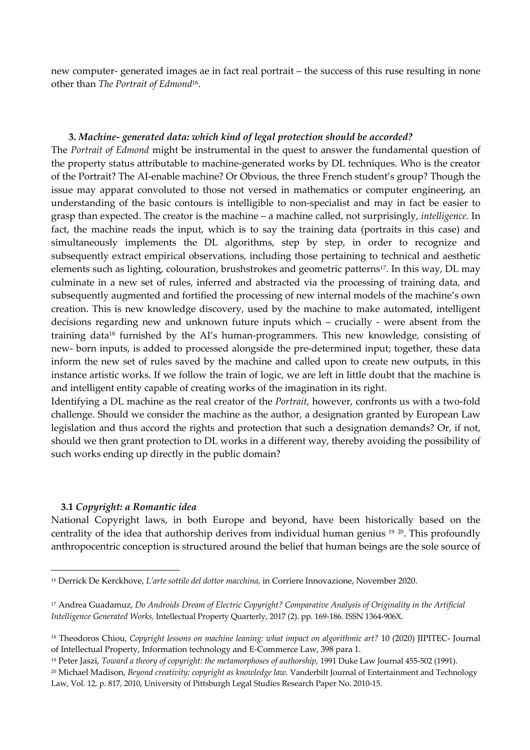new computer- generated images ae in fact real portrait – the success of this ruse resulting in none other than *The Portrait of Edmond*[16].

### 3. *Machine- generated data: which kind of legal protection should be accorded?*

The *Portrait of Edmond* might be instrumental in the quest to answer the fundamental question of the property status attributable to machine-generated works by DL techniques. Who is the creator of the Portrait? The AI-enable machine? Or Obvious, the three French student's group? Though the issue may apparat convoluted to those not versed in mathematics or computer engineering, an understanding of the basic contours is intelligible to non-specialist and may in fact be easier to grasp than expected. The creator is the machine – a machine called, not surprisingly, *intelligence.* In fact, the machine reads the input, which is to say the training data (portraits in this case) and simultaneously implements the DL algorithms, step by step, in order to recognize and subsequently extract empirical observations, including those pertaining to technical and aesthetic elements such as lighting, colouration, brushstrokes and geometric patterns[17]. In this way, DL may culminate in a new set of rules, inferred and abstracted via the processing of training data, and subsequently augmented and fortified the processing of new internal models of the machine's own creation. This is new knowledge discovery, used by the machine to make automated, intelligent decisions regarding new and unknown future inputs which – crucially - were absent from the training data[18] furnished by the AI's human-programmers. This new knowledge, consisting of new- born inputs, is added to processed alongside the pre-determined input; together, these data inform the new set of rules saved by the machine and called upon to create new outputs, in this instance artistic works. If we follow the train of logic, we are left in little doubt that the machine is and intelligent entity capable of creating works of the imagination in its right.

Identifying a DL machine as the real creator of the *Portrait*, however, confronts us with a two-fold challenge. Should we consider the machine as the author, a designation granted by European Law legislation and thus accord the rights and protection that such a designation demands? Or, if not, should we then grant protection to DL works in a different way, thereby avoiding the possibility of such works ending up directly in the public domain?

#### 3.1 *Copyright: a Romantic idea*

National Copyright laws, in both Europe and beyond, have been historically based on the centrality of the idea that authorship derives from individual human genius [19] [20]. This profoundly anthropocentric conception is structured around the belief that human beings are the sole source of

---

[16] Derrick De Kerckhove, *L'arte sottile del dottor macchina,* in Corriere Innovazione, November 2020.

[17] Andrea Guadamuz, *Do Androids Dream of Electric Copyright? Comparative Analysis of Originality in the Artificial Intelligence Generated Works,* Intellectual Property Quarterly, 2017 (2). pp. 169-186. ISSN 1364-906X.

[18] Theodoros Chiou, *Copyright lessons on machine leaning: what impact on algorithmic art?* 10 (2020) JIPITEC- Journal of Intellectual Property, Information technology and E-Commerce Law, 398 para 1.

[19] Peter Jaszi, *Toward a theory of copyright: the metamorphoses of authorship,* 1991 Duke Law Journal 455-502 (1991).

[20] Michael Madison, *Beyond creativity: copyright as knowledge law.* Vanderbilt Journal of Entertainment and Technology Law, Vol. 12, p. 817, 2010, University of Pittsburgh Legal Studies Research Paper No. 2010-15.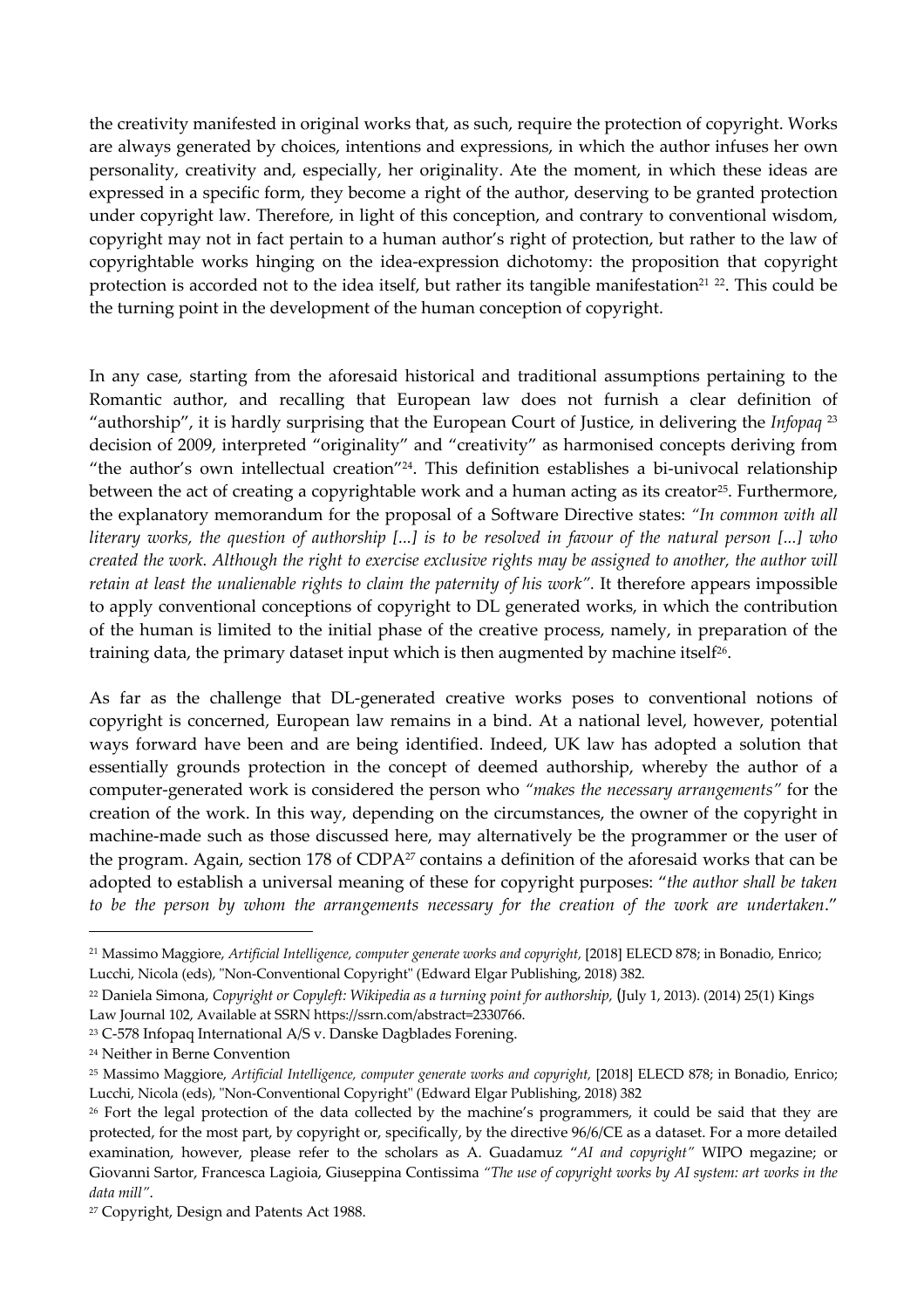the creativity manifested in original works that, as such, require the protection of copyright. Works are always generated by choices, intentions and expressions, in which the author infuses her own personality, creativity and, especially, her originality. Ate the moment, in which these ideas are expressed in a specific form, they become a right of the author, deserving to be granted protection under copyright law. Therefore, in light of this conception, and contrary to conventional wisdom, copyright may not in fact pertain to a human author's right of protection, but rather to the law of copyrightable works hinging on the idea-expression dichotomy: the proposition that copyright protection is accorded not to the idea itself, but rather its tangible manifestation[21] [22]. This could be the turning point in the development of the human conception of copyright.

In any case, starting from the aforesaid historical and traditional assumptions pertaining to the Romantic author, and recalling that European law does not furnish a clear definition of "authorship", it is hardly surprising that the European Court of Justice, in delivering the *Infopaq* [23] decision of 2009, interpreted "originality" and "creativity" as harmonised concepts deriving from "the author's own intellectual creation"[24]. This definition establishes a bi-univocal relationship between the act of creating a copyrightable work and a human acting as its creator[25]. Furthermore, the explanatory memorandum for the proposal of a Software Directive states: *"In common with all literary works, the question of authorship [...] is to be resolved in favour of the natural person [...] who created the work. Although the right to exercise exclusive rights may be assigned to another, the author will retain at least the unalienable rights to claim the paternity of his work".* It therefore appears impossible to apply conventional conceptions of copyright to DL generated works, in which the contribution of the human is limited to the initial phase of the creative process, namely, in preparation of the training data, the primary dataset input which is then augmented by machine itself[26].

As far as the challenge that DL-generated creative works poses to conventional notions of copyright is concerned, European law remains in a bind. At a national level, however, potential ways forward have been and are being identified. Indeed, UK law has adopted a solution that essentially grounds protection in the concept of deemed authorship, whereby the author of a computer-generated work is considered the person who *"makes the necessary arrangements"* for the creation of the work. In this way, depending on the circumstances, the owner of the copyright in machine-made such as those discussed here, may alternatively be the programmer or the user of the program. Again, section 178 of CDPA[27] contains a definition of the aforesaid works that can be adopted to establish a universal meaning of these for copyright purposes: "*the author shall be taken to be the person by whom the arrangements necessary for the creation of the work are undertaken*."

---

[21] Massimo Maggiore, *Artificial Intelligence, computer generate works and copyright,* [2018] ELECD 878; in Bonadio, Enrico; Lucchi, Nicola (eds), "Non-Conventional Copyright" (Edward Elgar Publishing, 2018) 382.

[22] Daniela Simona, *Copyright or Copyleft: Wikipedia as a turning point for authorship,* (July 1, 2013). (2014) 25(1) Kings Law Journal 102, Available at SSRN https://ssrn.com/abstract=2330766.

[23] C-578 Infopaq International A/S v. Danske Dagblades Forening.

[24] Neither in Berne Convention

[25] Massimo Maggiore, *Artificial Intelligence, computer generate works and copyright,* [2018] ELECD 878; in Bonadio, Enrico; Lucchi, Nicola (eds), "Non-Conventional Copyright" (Edward Elgar Publishing, 2018) 382

[26] Fort the legal protection of the data collected by the machine's programmers, it could be said that they are protected, for the most part, by copyright or, specifically, by the directive 96/6/CE as a dataset. For a more detailed examination, however, please refer to the scholars as A. Guadamuz "*AI and copyright"* WIPO megazine; or Giovanni Sartor, Francesca Lagioia, Giuseppina Contissima *"The use of copyright works by AI system: art works in the data mill"*.

[27] Copyright, Design and Patents Act 1988.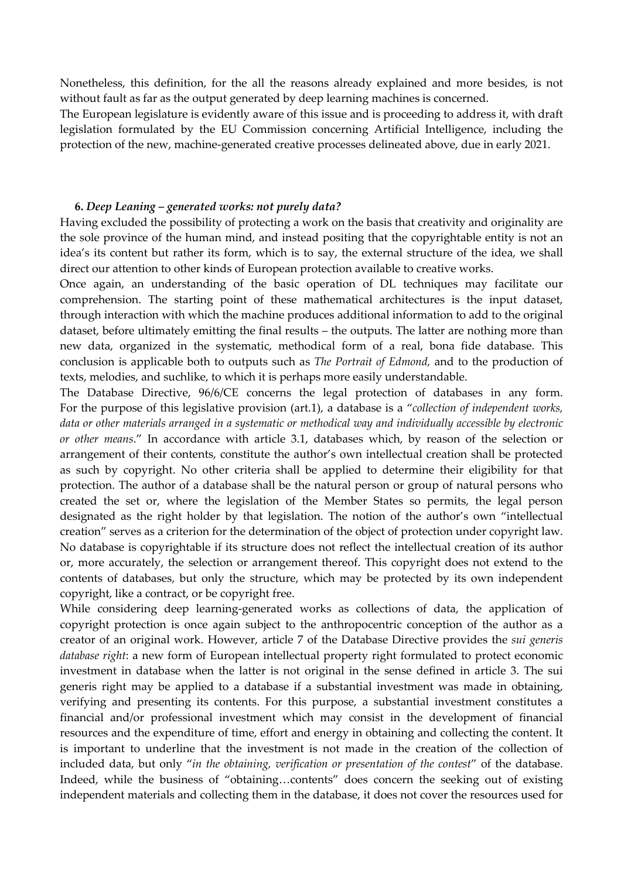Nonetheless, this definition, for the all the reasons already explained and more besides, is not without fault as far as the output generated by deep learning machines is concerned.

The European legislature is evidently aware of this issue and is proceeding to address it, with draft legislation formulated by the EU Commission concerning Artificial Intelligence, including the protection of the new, machine-generated creative processes delineated above, due in early 2021.

### 6. *Deep Leaning – generated works: not purely data?*

Having excluded the possibility of protecting a work on the basis that creativity and originality are the sole province of the human mind, and instead positing that the copyrightable entity is not an idea's its content but rather its form, which is to say, the external structure of the idea, we shall direct our attention to other kinds of European protection available to creative works.

Once again, an understanding of the basic operation of DL techniques may facilitate our comprehension. The starting point of these mathematical architectures is the input dataset, through interaction with which the machine produces additional information to add to the original dataset, before ultimately emitting the final results – the outputs. The latter are nothing more than new data, organized in the systematic, methodical form of a real, bona fide database. This conclusion is applicable both to outputs such as *The Portrait of Edmond,* and to the production of texts, melodies, and suchlike, to which it is perhaps more easily understandable.

The Database Directive, 96/6/CE concerns the legal protection of databases in any form. For the purpose of this legislative provision (art.1), a database is a "*collection of independent works, data or other materials arranged in a systematic or methodical way and individually accessible by electronic or other means*." In accordance with article 3.1, databases which, by reason of the selection or arrangement of their contents, constitute the author's own intellectual creation shall be protected as such by copyright. No other criteria shall be applied to determine their eligibility for that protection. The author of a database shall be the natural person or group of natural persons who created the set or, where the legislation of the Member States so permits, the legal person designated as the right holder by that legislation. The notion of the author's own "intellectual creation" serves as a criterion for the determination of the object of protection under copyright law. No database is copyrightable if its structure does not reflect the intellectual creation of its author or, more accurately, the selection or arrangement thereof. This copyright does not extend to the contents of databases, but only the structure, which may be protected by its own independent copyright, like a contract, or be copyright free.

While considering deep learning-generated works as collections of data, the application of copyright protection is once again subject to the anthropocentric conception of the author as a creator of an original work. However, article 7 of the Database Directive provides the *sui generis database right*: a new form of European intellectual property right formulated to protect economic investment in database when the latter is not original in the sense defined in article 3. The sui generis right may be applied to a database if a substantial investment was made in obtaining, verifying and presenting its contents. For this purpose, a substantial investment constitutes a financial and/or professional investment which may consist in the development of financial resources and the expenditure of time, effort and energy in obtaining and collecting the content. It is important to underline that the investment is not made in the creation of the collection of included data, but only "*in the obtaining, verification or presentation of the contest*" of the database. Indeed, while the business of "obtaining…contents" does concern the seeking out of existing independent materials and collecting them in the database, it does not cover the resources used for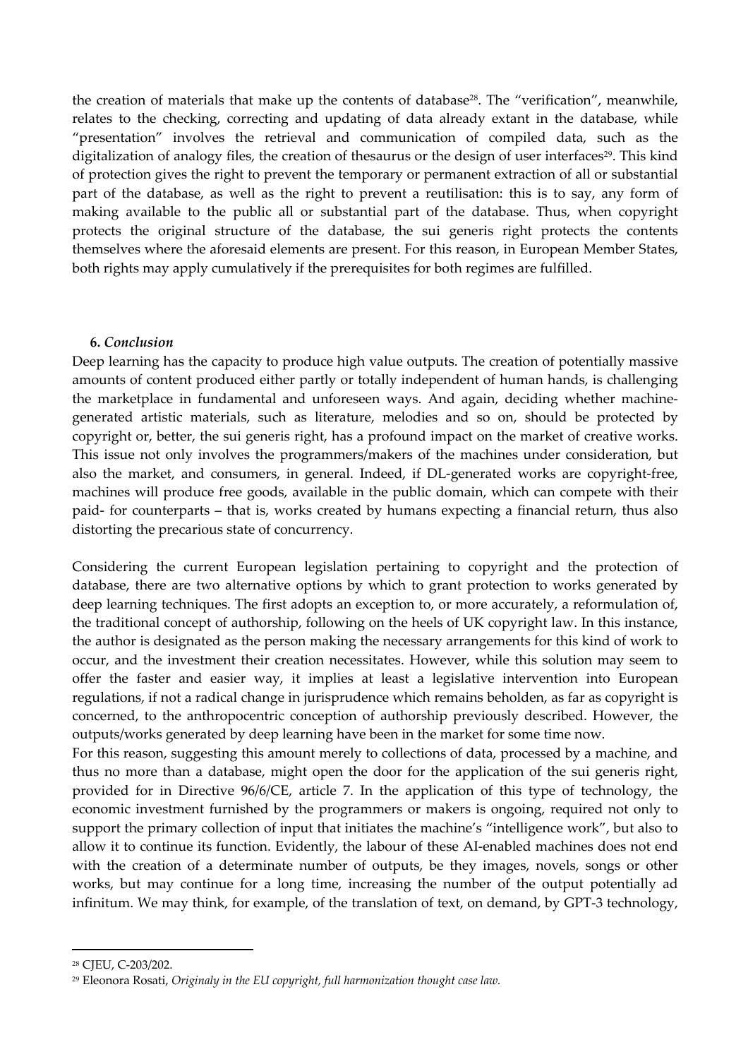the creation of materials that make up the contents of database[28]. The "verification", meanwhile, relates to the checking, correcting and updating of data already extant in the database, while "presentation" involves the retrieval and communication of compiled data, such as the digitalization of analogy files, the creation of thesaurus or the design of user interfaces[29]. This kind of protection gives the right to prevent the temporary or permanent extraction of all or substantial part of the database, as well as the right to prevent a reutilisation: this is to say, any form of making available to the public all or substantial part of the database. Thus, when copyright protects the original structure of the database, the sui generis right protects the contents themselves where the aforesaid elements are present. For this reason, in European Member States, both rights may apply cumulatively if the prerequisites for both regimes are fulfilled.

## 6. *Conclusion*

Deep learning has the capacity to produce high value outputs. The creation of potentially massive amounts of content produced either partly or totally independent of human hands, is challenging the marketplace in fundamental and unforeseen ways. And again, deciding whether machine-generated artistic materials, such as literature, melodies and so on, should be protected by copyright or, better, the sui generis right, has a profound impact on the market of creative works. This issue not only involves the programmers/makers of the machines under consideration, but also the market, and consumers, in general. Indeed, if DL-generated works are copyright-free, machines will produce free goods, available in the public domain, which can compete with their paid- for counterparts – that is, works created by humans expecting a financial return, thus also distorting the precarious state of concurrency.

Considering the current European legislation pertaining to copyright and the protection of database, there are two alternative options by which to grant protection to works generated by deep learning techniques. The first adopts an exception to, or more accurately, a reformulation of, the traditional concept of authorship, following on the heels of UK copyright law. In this instance, the author is designated as the person making the necessary arrangements for this kind of work to occur, and the investment their creation necessitates. However, while this solution may seem to offer the faster and easier way, it implies at least a legislative intervention into European regulations, if not a radical change in jurisprudence which remains beholden, as far as copyright is concerned, to the anthropocentric conception of authorship previously described. However, the outputs/works generated by deep learning have been in the market for some time now.

For this reason, suggesting this amount merely to collections of data, processed by a machine, and thus no more than a database, might open the door for the application of the sui generis right, provided for in Directive 96/6/CE, article 7. In the application of this type of technology, the economic investment furnished by the programmers or makers is ongoing, required not only to support the primary collection of input that initiates the machine's "intelligence work", but also to allow it to continue its function. Evidently, the labour of these AI-enabled machines does not end with the creation of a determinate number of outputs, be they images, novels, songs or other works, but may continue for a long time, increasing the number of the output potentially ad infinitum. We may think, for example, of the translation of text, on demand, by GPT-3 technology,

---

[28] CJEU, C-203/202.

[29] Eleonora Rosati, *Originaly in the EU copyright, full harmonization thought case law.*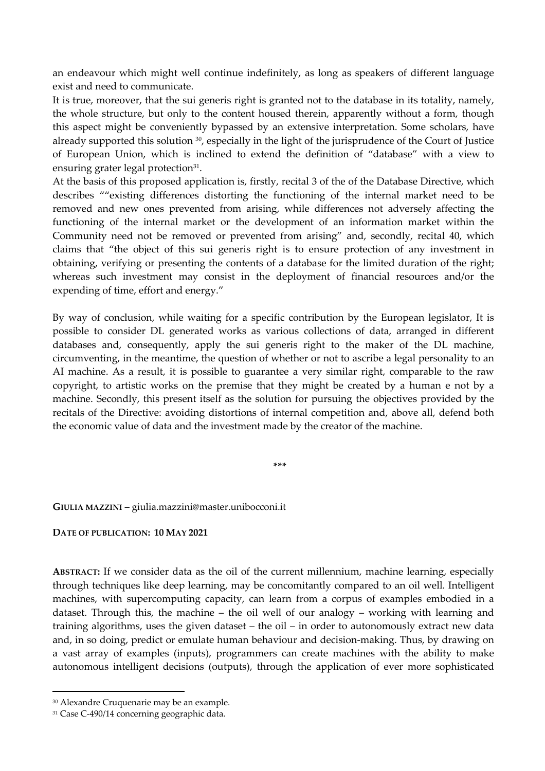an endeavour which might well continue indefinitely, as long as speakers of different language exist and need to communicate.

It is true, moreover, that the sui generis right is granted not to the database in its totality, namely, the whole structure, but only to the content housed therein, apparently without a form, though this aspect might be conveniently bypassed by an extensive interpretation. Some scholars, have already supported this solution [30], especially in the light of the jurisprudence of the Court of Justice of European Union, which is inclined to extend the definition of "database" with a view to ensuring grater legal protection[31].

At the basis of this proposed application is, firstly, recital 3 of the of the Database Directive, which describes ""existing differences distorting the functioning of the internal market need to be removed and new ones prevented from arising, while differences not adversely affecting the functioning of the internal market or the development of an information market within the Community need not be removed or prevented from arising" and, secondly, recital 40, which claims that "the object of this sui generis right is to ensure protection of any investment in obtaining, verifying or presenting the contents of a database for the limited duration of the right; whereas such investment may consist in the deployment of financial resources and/or the expending of time, effort and energy."

By way of conclusion, while waiting for a specific contribution by the European legislator, It is possible to consider DL generated works as various collections of data, arranged in different databases and, consequently, apply the sui generis right to the maker of the DL machine, circumventing, in the meantime, the question of whether or not to ascribe a legal personality to an AI machine. As a result, it is possible to guarantee a very similar right, comparable to the raw copyright, to artistic works on the premise that they might be created by a human e not by a machine. Secondly, this present itself as the solution for pursuing the objectives provided by the recitals of the Directive: avoiding distortions of internal competition and, above all, defend both the economic value of data and the investment made by the creator of the machine.

\*\*\*

**GIULIA MAZZINI** – giulia.mazzini@master.unibocconi.it

**DATE OF PUBLICATION: 10 MAY 2021**

**ABSTRACT:** If we consider data as the oil of the current millennium, machine learning, especially through techniques like deep learning, may be concomitantly compared to an oil well. Intelligent machines, with supercomputing capacity, can learn from a corpus of examples embodied in a dataset. Through this, the machine – the oil well of our analogy – working with learning and training algorithms, uses the given dataset – the oil – in order to autonomously extract new data and, in so doing, predict or emulate human behaviour and decision-making. Thus, by drawing on a vast array of examples (inputs), programmers can create machines with the ability to make autonomous intelligent decisions (outputs), through the application of ever more sophisticated

---

[30] Alexandre Cruquenarie may be an example.

[31] Case C-490/14 concerning geographic data.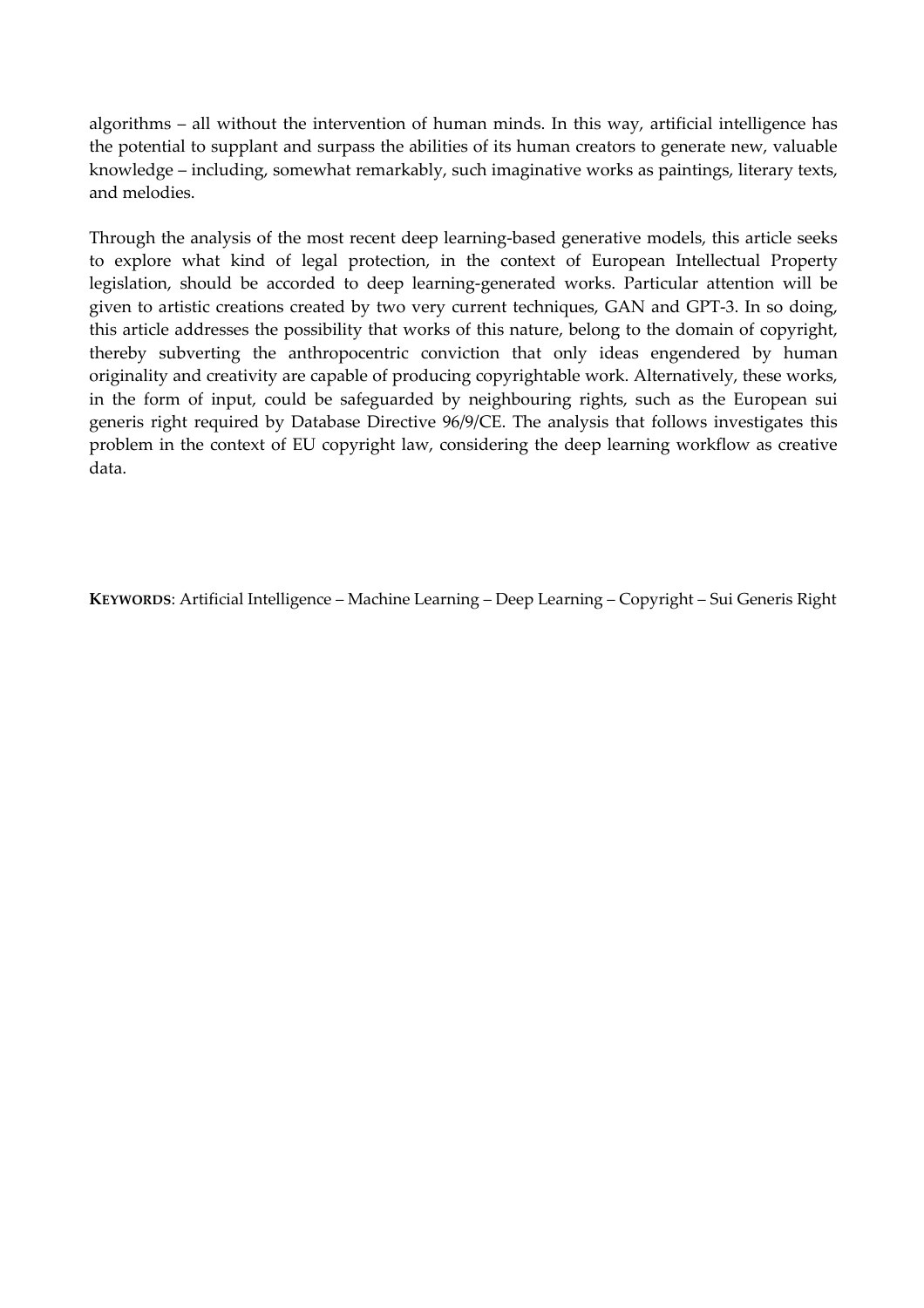algorithms – all without the intervention of human minds. In this way, artificial intelligence has the potential to supplant and surpass the abilities of its human creators to generate new, valuable knowledge – including, somewhat remarkably, such imaginative works as paintings, literary texts, and melodies.

Through the analysis of the most recent deep learning-based generative models, this article seeks to explore what kind of legal protection, in the context of European Intellectual Property legislation, should be accorded to deep learning-generated works. Particular attention will be given to artistic creations created by two very current techniques, GAN and GPT-3. In so doing, this article addresses the possibility that works of this nature, belong to the domain of copyright, thereby subverting the anthropocentric conviction that only ideas engendered by human originality and creativity are capable of producing copyrightable work. Alternatively, these works, in the form of input, could be safeguarded by neighbouring rights, such as the European sui generis right required by Database Directive 96/9/CE. The analysis that follows investigates this problem in the context of EU copyright law, considering the deep learning workflow as creative data.

**KEYWORDS**: Artificial Intelligence – Machine Learning – Deep Learning – Copyright – Sui Generis Right